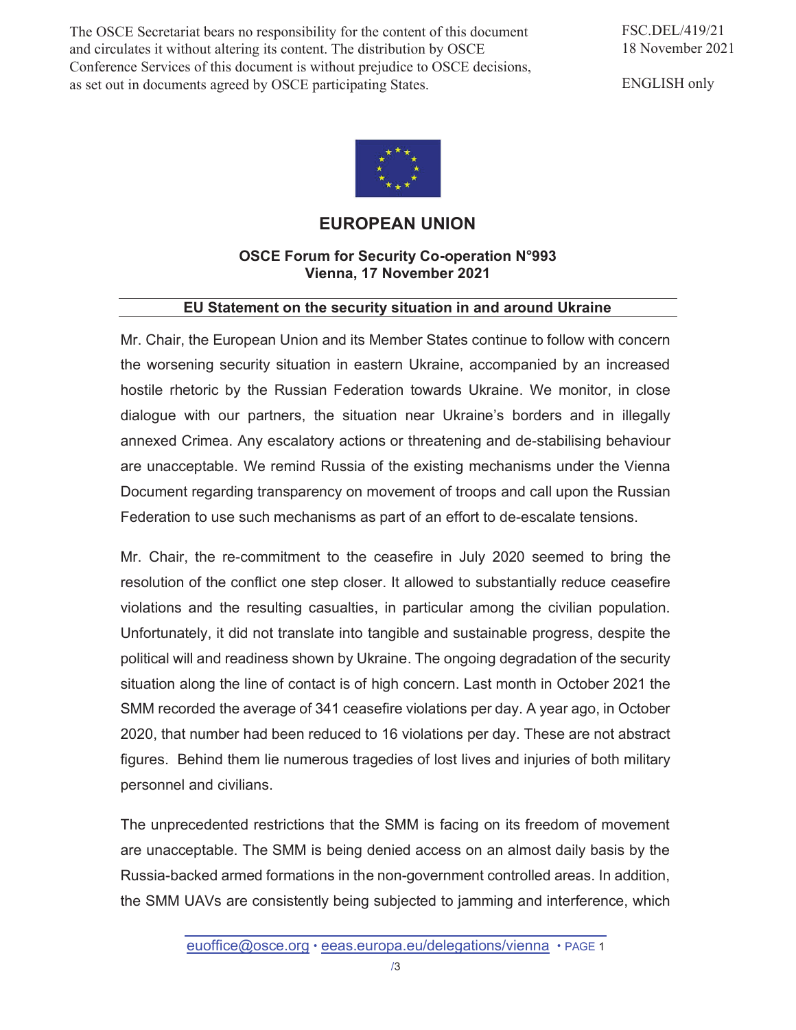The OSCE Secretariat bears no responsibility for the content of this document and circulates it without altering its content. The distribution by OSCE Conference Services of this document is without prejudice to OSCE decisions, as set out in documents agreed by OSCE participating States.

FSC.DEL/419/21
18 November 2021

ENGLISH only

# EUROPEAN UNION

**OSCE Forum for Security Co-operation N°993**
**Vienna, 17 November 2021**

## EU Statement on the security situation in and around Ukraine

Mr. Chair, the European Union and its Member States continue to follow with concern the worsening security situation in eastern Ukraine, accompanied by an increased hostile rhetoric by the Russian Federation towards Ukraine. We monitor, in close dialogue with our partners, the situation near Ukraine's borders and in illegally annexed Crimea. Any escalatory actions or threatening and de-stabilising behaviour are unacceptable. We remind Russia of the existing mechanisms under the Vienna Document regarding transparency on movement of troops and call upon the Russian Federation to use such mechanisms as part of an effort to de-escalate tensions.

Mr. Chair, the re-commitment to the ceasefire in July 2020 seemed to bring the resolution of the conflict one step closer. It allowed to substantially reduce ceasefire violations and the resulting casualties, in particular among the civilian population. Unfortunately, it did not translate into tangible and sustainable progress, despite the political will and readiness shown by Ukraine. The ongoing degradation of the security situation along the line of contact is of high concern. Last month in October 2021 the SMM recorded the average of 341 ceasefire violations per day. A year ago, in October 2020, that number had been reduced to 16 violations per day. These are not abstract figures. Behind them lie numerous tragedies of lost lives and injuries of both military personnel and civilians.

The unprecedented restrictions that the SMM is facing on its freedom of movement are unacceptable. The SMM is being denied access on an almost daily basis by the Russia-backed armed formations in the non-government controlled areas. In addition, the SMM UAVs are consistently being subjected to jamming and interference, which

euoffice@osce.org • eeas.europa.eu/delegations/vienna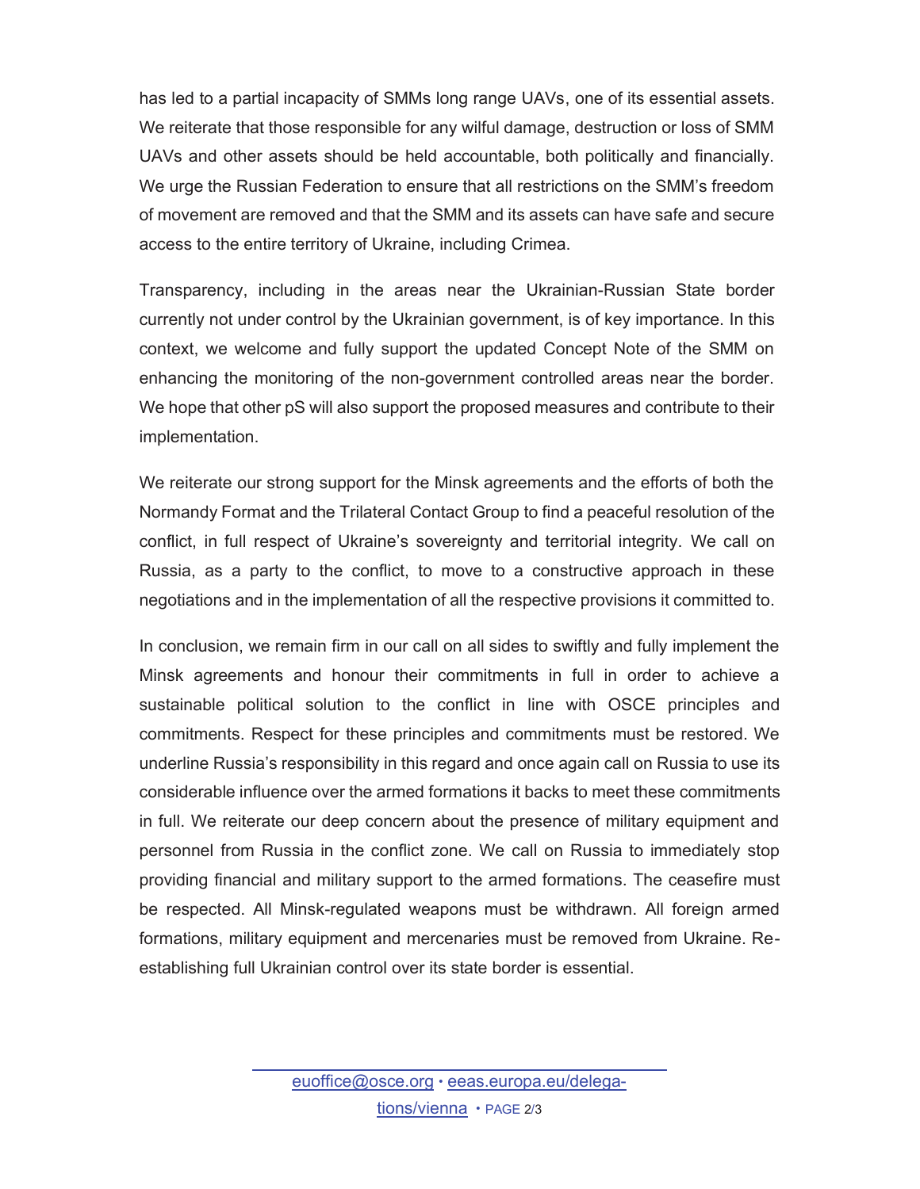has led to a partial incapacity of SMMs long range UAVs, one of its essential assets. We reiterate that those responsible for any wilful damage, destruction or loss of SMM UAVs and other assets should be held accountable, both politically and financially. We urge the Russian Federation to ensure that all restrictions on the SMM's freedom of movement are removed and that the SMM and its assets can have safe and secure access to the entire territory of Ukraine, including Crimea.

Transparency, including in the areas near the Ukrainian-Russian State border currently not under control by the Ukrainian government, is of key importance. In this context, we welcome and fully support the updated Concept Note of the SMM on enhancing the monitoring of the non-government controlled areas near the border. We hope that other pS will also support the proposed measures and contribute to their implementation.

We reiterate our strong support for the Minsk agreements and the efforts of both the Normandy Format and the Trilateral Contact Group to find a peaceful resolution of the conflict, in full respect of Ukraine's sovereignty and territorial integrity. We call on Russia, as a party to the conflict, to move to a constructive approach in these negotiations and in the implementation of all the respective provisions it committed to.

In conclusion, we remain firm in our call on all sides to swiftly and fully implement the Minsk agreements and honour their commitments in full in order to achieve a sustainable political solution to the conflict in line with OSCE principles and commitments. Respect for these principles and commitments must be restored. We underline Russia's responsibility in this regard and once again call on Russia to use its considerable influence over the armed formations it backs to meet these commitments in full. We reiterate our deep concern about the presence of military equipment and personnel from Russia in the conflict zone. We call on Russia to immediately stop providing financial and military support to the armed formations. The ceasefire must be respected. All Minsk-regulated weapons must be withdrawn. All foreign armed formations, military equipment and mercenaries must be removed from Ukraine. Re-establishing full Ukrainian control over its state border is essential.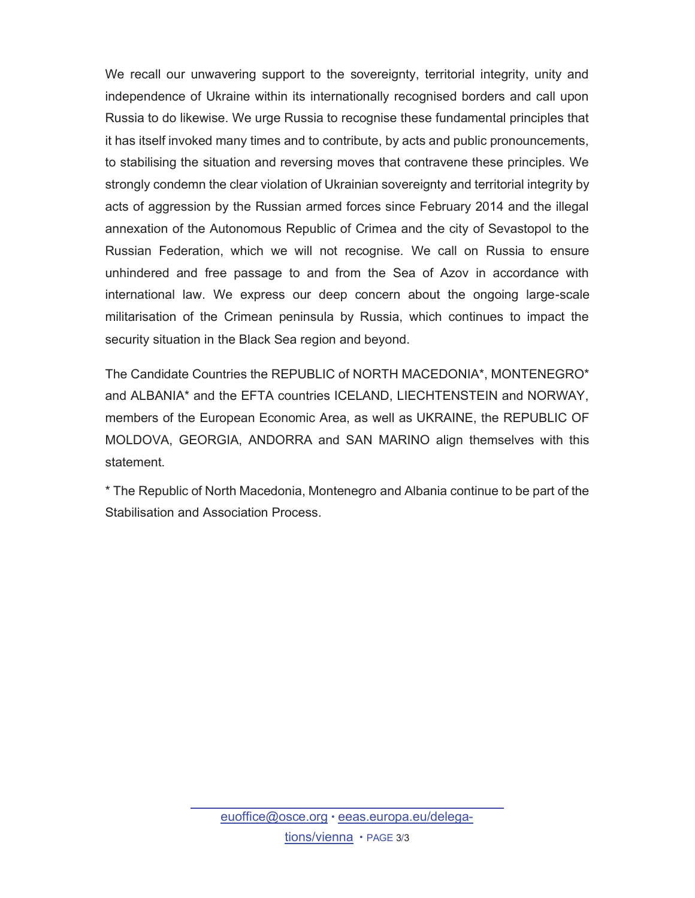We recall our unwavering support to the sovereignty, territorial integrity, unity and independence of Ukraine within its internationally recognised borders and call upon Russia to do likewise. We urge Russia to recognise these fundamental principles that it has itself invoked many times and to contribute, by acts and public pronouncements, to stabilising the situation and reversing moves that contravene these principles. We strongly condemn the clear violation of Ukrainian sovereignty and territorial integrity by acts of aggression by the Russian armed forces since February 2014 and the illegal annexation of the Autonomous Republic of Crimea and the city of Sevastopol to the Russian Federation, which we will not recognise. We call on Russia to ensure unhindered and free passage to and from the Sea of Azov in accordance with international law. We express our deep concern about the ongoing large-scale militarisation of the Crimean peninsula by Russia, which continues to impact the security situation in the Black Sea region and beyond.

The Candidate Countries the REPUBLIC of NORTH MACEDONIA*, MONTENEGRO* and ALBANIA* and the EFTA countries ICELAND, LIECHTENSTEIN and NORWAY, members of the European Economic Area, as well as UKRAINE, the REPUBLIC OF MOLDOVA, GEORGIA, ANDORRA and SAN MARINO align themselves with this statement.

* The Republic of North Macedonia, Montenegro and Albania continue to be part of the Stabilisation and Association Process.